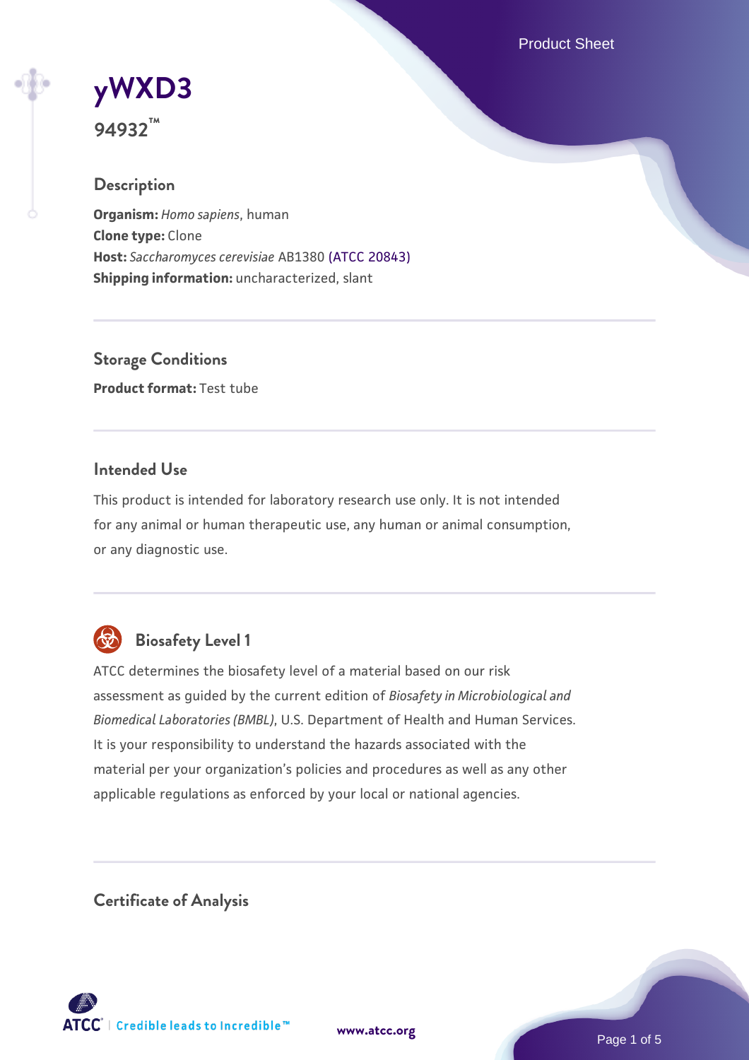# yWXD3

**94932™**

## Description

**Organism:** *Homo sapiens*, human
**Clone type:** Clone
**Host:** *Saccharomyces cerevisiae* AB1380 (ATCC 20843)
**Shipping information:** uncharacterized, slant

## Storage Conditions

**Product format:** Test tube

## Intended Use

This product is intended for laboratory research use only. It is not intended for any animal or human therapeutic use, any human or animal consumption, or any diagnostic use.

## Biosafety Level 1

ATCC determines the biosafety level of a material based on our risk assessment as guided by the current edition of *Biosafety in Microbiological and Biomedical Laboratories (BMBL)*, U.S. Department of Health and Human Services. It is your responsibility to understand the hazards associated with the material per your organization's policies and procedures as well as any other applicable regulations as enforced by your local or national agencies.

## Certificate of Analysis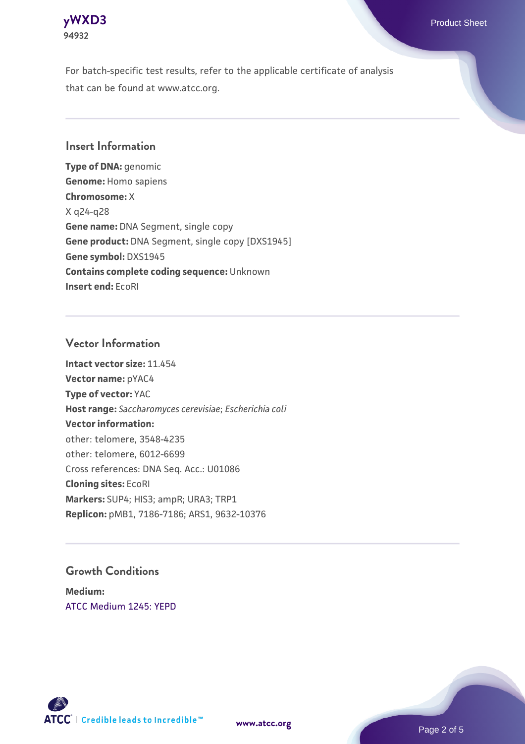For batch-specific test results, refer to the applicable certificate of analysis that can be found at www.atcc.org.

## Insert Information

**Type of DNA:** genomic
**Genome:** Homo sapiens
**Chromosome:** X
X q24-q28
**Gene name:** DNA Segment, single copy
**Gene product:** DNA Segment, single copy [DXS1945]
**Gene symbol:** DXS1945
**Contains complete coding sequence:** Unknown
**Insert end:** EcoRI

## Vector Information

**Intact vector size:** 11.454
**Vector name:** pYAC4
**Type of vector:** YAC
**Host range:** *Saccharomyces cerevisiae*; *Escherichia coli*
**Vector information:**
other: telomere, 3548-4235
other: telomere, 6012-6699
Cross references: DNA Seq. Acc.: U01086
**Cloning sites:** EcoRI
**Markers:** SUP4; HIS3; ampR; URA3; TRP1
**Replicon:** pMB1, 7186-7186; ARS1, 9632-10376

## Growth Conditions

**Medium:**
ATCC Medium 1245: YEPD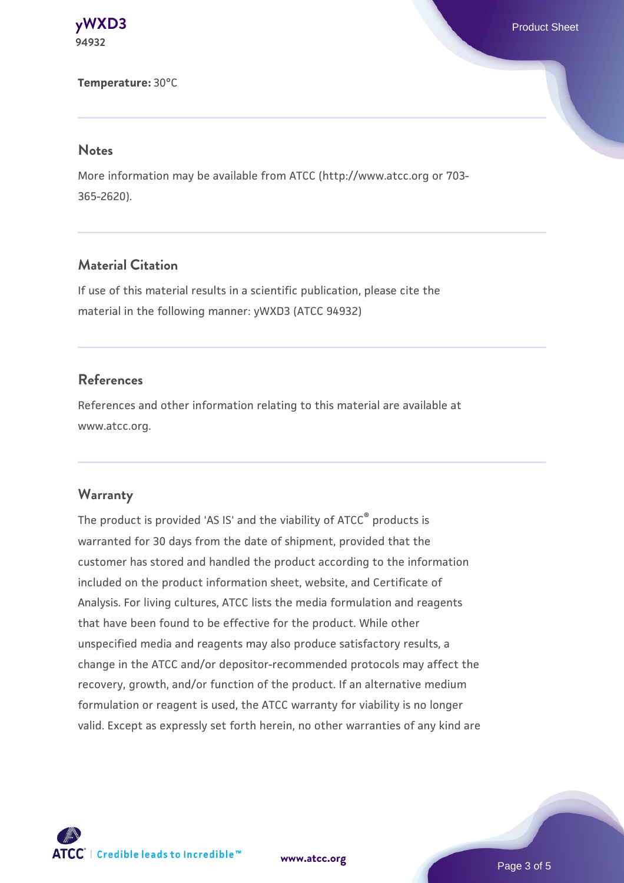**Temperature:** 30°C

## Notes

More information may be available from ATCC (http://www.atcc.org or 703-365-2620).

## Material Citation

If use of this material results in a scientific publication, please cite the material in the following manner: yWXD3 (ATCC 94932)

## References

References and other information relating to this material are available at www.atcc.org.

## Warranty

The product is provided 'AS IS' and the viability of ATCC® products is warranted for 30 days from the date of shipment, provided that the customer has stored and handled the product according to the information included on the product information sheet, website, and Certificate of Analysis. For living cultures, ATCC lists the media formulation and reagents that have been found to be effective for the product. While other unspecified media and reagents may also produce satisfactory results, a change in the ATCC and/or depositor-recommended protocols may affect the recovery, growth, and/or function of the product. If an alternative medium formulation or reagent is used, the ATCC warranty for viability is no longer valid. Except as expressly set forth herein, no other warranties of any kind are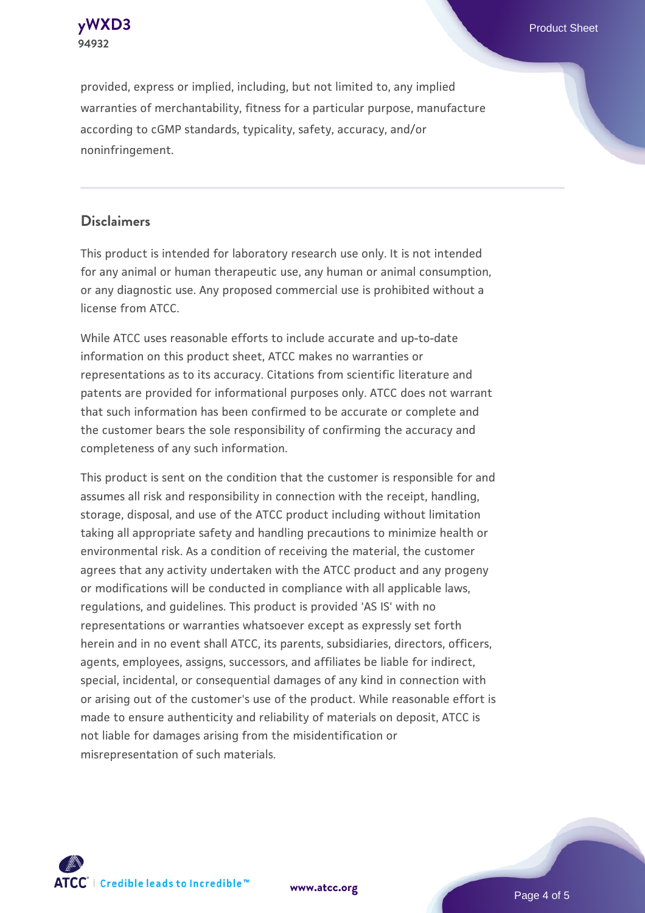provided, express or implied, including, but not limited to, any implied warranties of merchantability, fitness for a particular purpose, manufacture according to cGMP standards, typicality, safety, accuracy, and/or noninfringement.

## Disclaimers

This product is intended for laboratory research use only. It is not intended for any animal or human therapeutic use, any human or animal consumption, or any diagnostic use. Any proposed commercial use is prohibited without a license from ATCC.

While ATCC uses reasonable efforts to include accurate and up-to-date information on this product sheet, ATCC makes no warranties or representations as to its accuracy. Citations from scientific literature and patents are provided for informational purposes only. ATCC does not warrant that such information has been confirmed to be accurate or complete and the customer bears the sole responsibility of confirming the accuracy and completeness of any such information.

This product is sent on the condition that the customer is responsible for and assumes all risk and responsibility in connection with the receipt, handling, storage, disposal, and use of the ATCC product including without limitation taking all appropriate safety and handling precautions to minimize health or environmental risk. As a condition of receiving the material, the customer agrees that any activity undertaken with the ATCC product and any progeny or modifications will be conducted in compliance with all applicable laws, regulations, and guidelines. This product is provided 'AS IS' with no representations or warranties whatsoever except as expressly set forth herein and in no event shall ATCC, its parents, subsidiaries, directors, officers, agents, employees, assigns, successors, and affiliates be liable for indirect, special, incidental, or consequential damages of any kind in connection with or arising out of the customer's use of the product. While reasonable effort is made to ensure authenticity and reliability of materials on deposit, ATCC is not liable for damages arising from the misidentification or misrepresentation of such materials.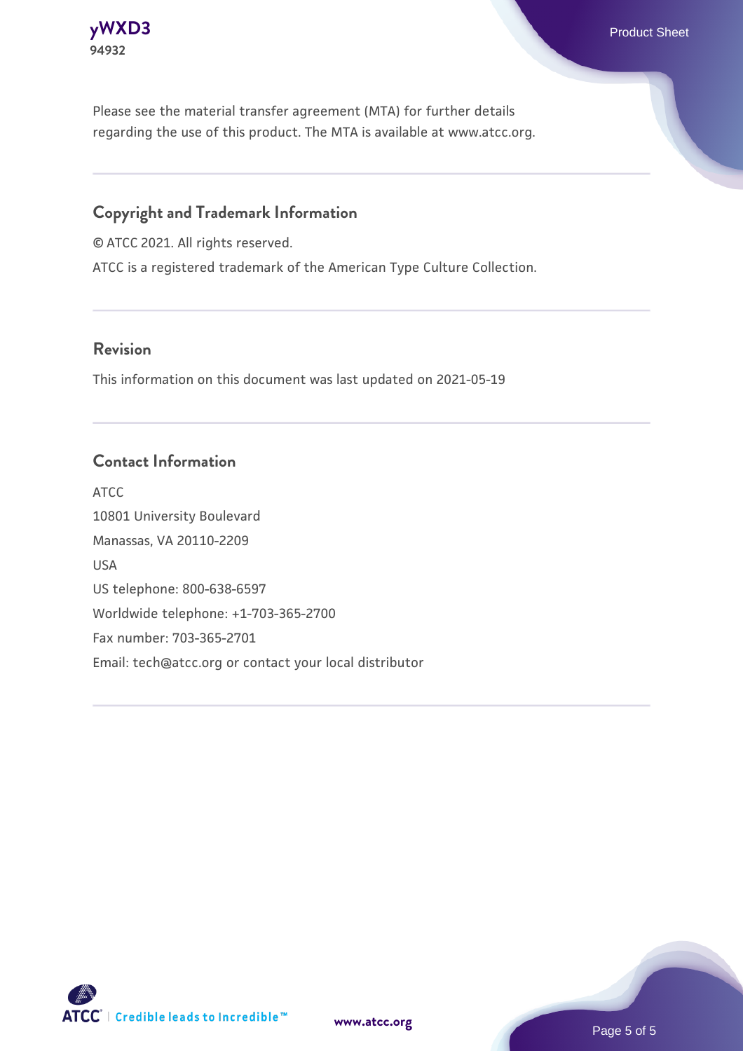Please see the material transfer agreement (MTA) for further details regarding the use of this product. The MTA is available at www.atcc.org.

## Copyright and Trademark Information

© ATCC 2021. All rights reserved.

ATCC is a registered trademark of the American Type Culture Collection.

## Revision

This information on this document was last updated on 2021-05-19

## Contact Information

ATCC
10801 University Boulevard
Manassas, VA 20110-2209
USA
US telephone: 800-638-6597
Worldwide telephone: +1-703-365-2700
Fax number: 703-365-2701
Email: tech@atcc.org or contact your local distributor